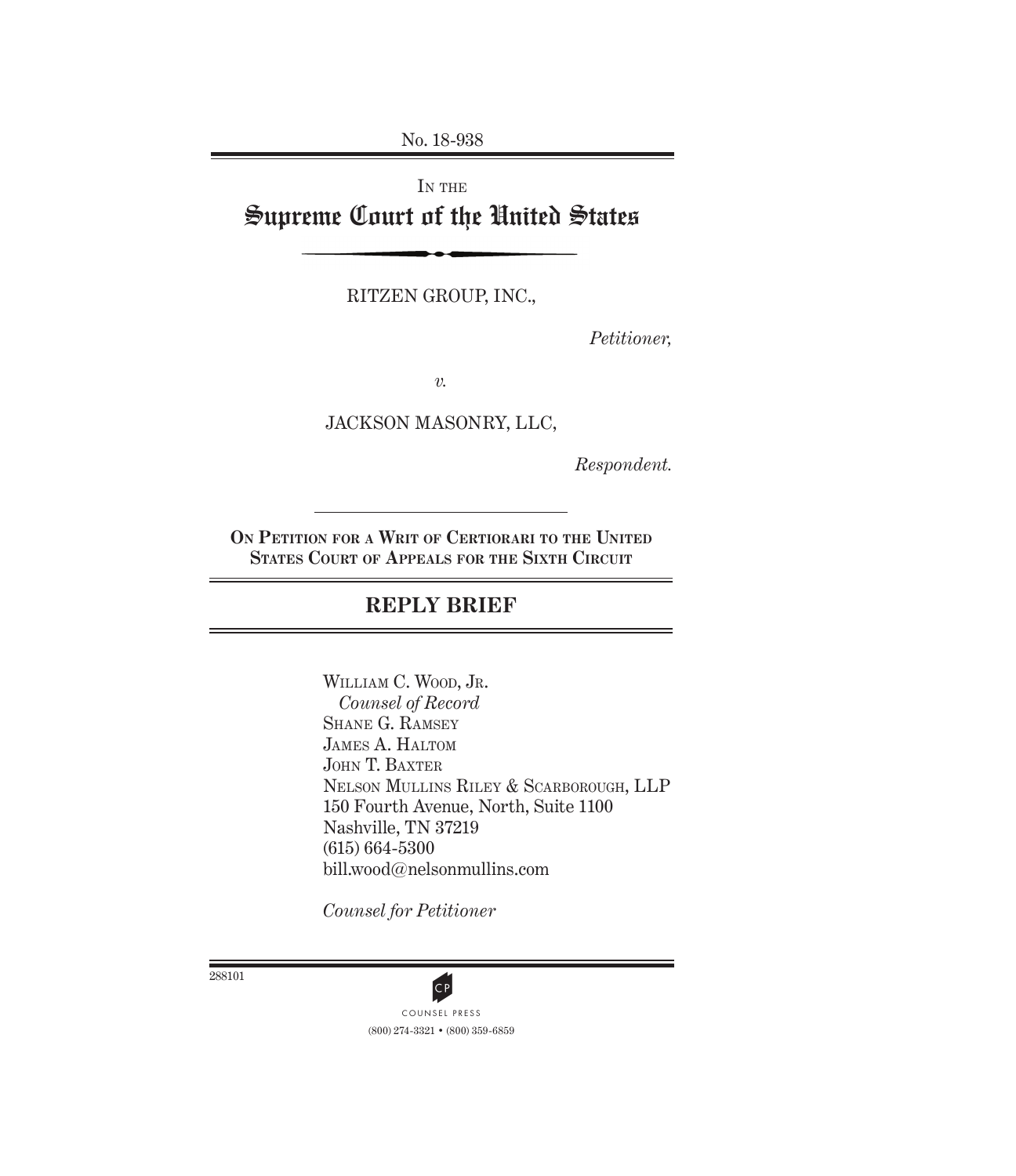No. 18-938

IN THE

# Supreme Court of the United States

RITZEN GROUP, INC.,

*Petitioner,*

*v.*

JACKSON MASONRY, LLC,

*Respondent.*

**ON PETITION FOR A WRIT OF CERTIORARI TO THE UNITED STATES COURT OF APPEALS FOR THE SIXTH CIRCUIT**

## REPLY BRIEF

WILLIAM C. WOOD, JR.
*Counsel of Record*
SHANE G. RAMSEY
JAMES A. HALTOM
JOHN T. BAXTER
NELSON MULLINS RILEY & SCARBOROUGH, LLP
150 Fourth Avenue, North, Suite 1100
Nashville, TN 37219
(615) 664-5300
bill.wood@nelsonmullins.com

*Counsel for Petitioner*

288101

COUNSEL PRESS
(800) 274-3321 • (800) 359-6859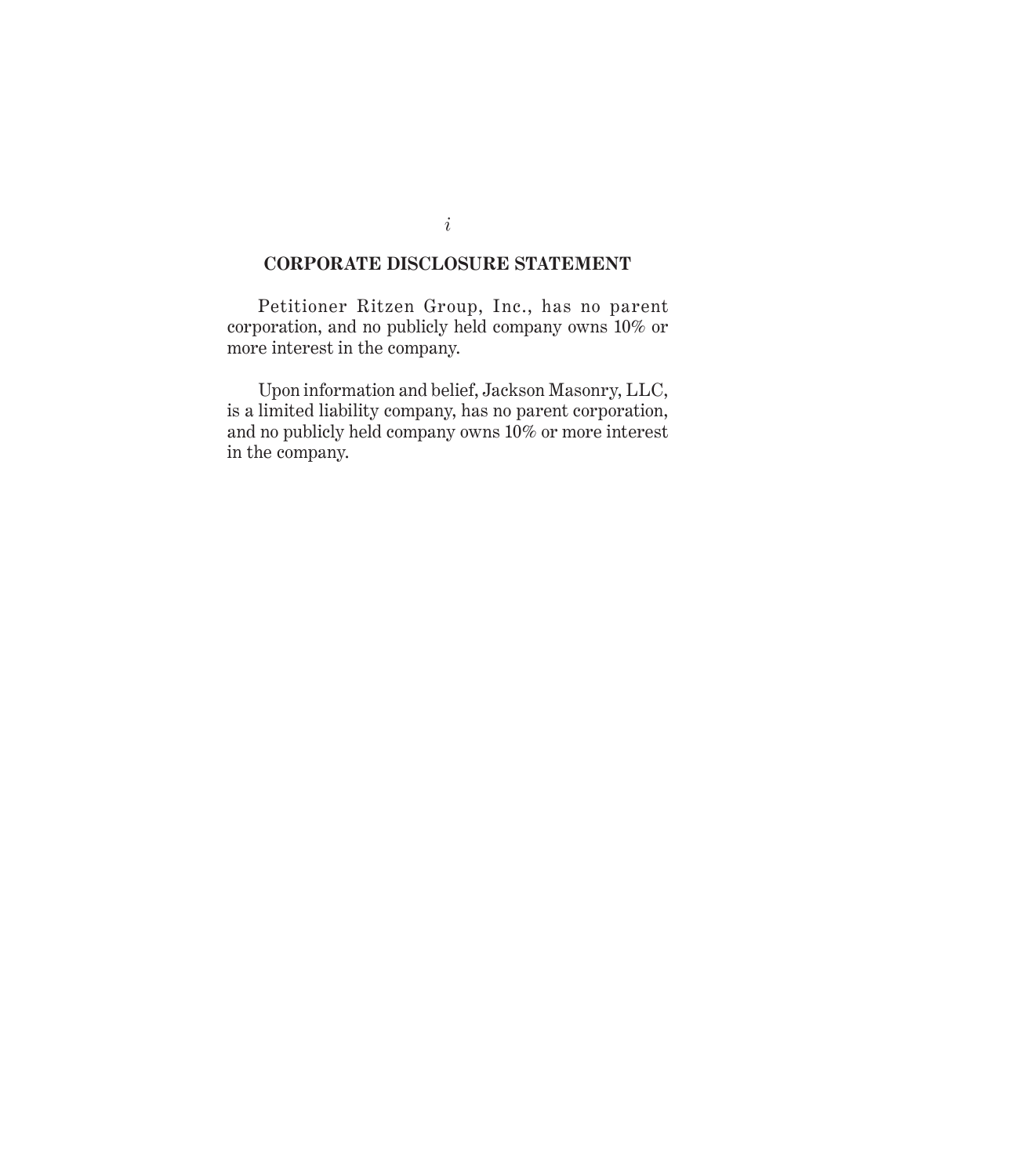## CORPORATE DISCLOSURE STATEMENT

Petitioner Ritzen Group, Inc., has no parent corporation, and no publicly held company owns 10% or more interest in the company.

Upon information and belief, Jackson Masonry, LLC, is a limited liability company, has no parent corporation, and no publicly held company owns 10% or more interest in the company.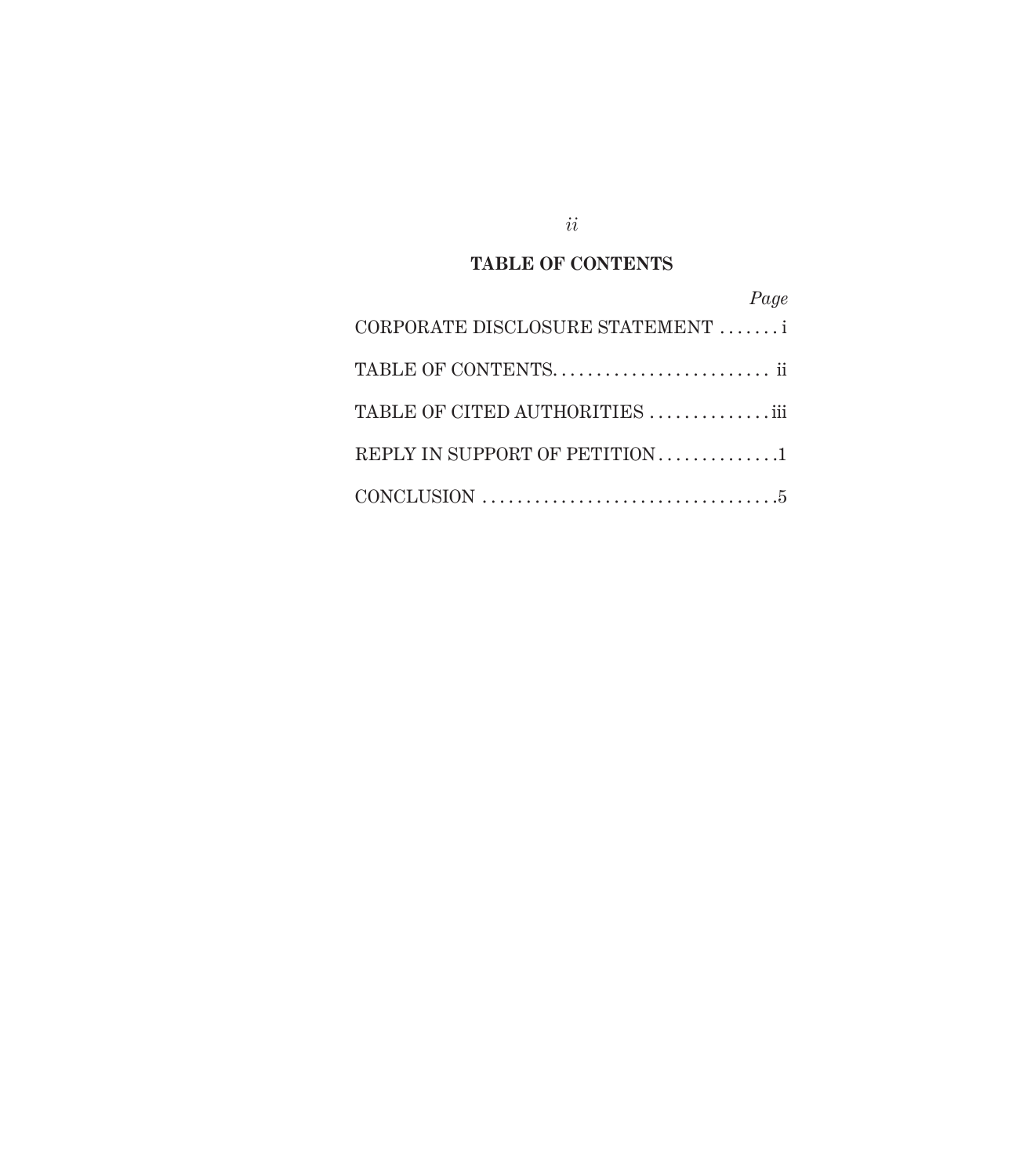## TABLE OF CONTENTS

| | *Page* |
|---|---|
| CORPORATE DISCLOSURE STATEMENT | i |
| TABLE OF CONTENTS | ii |
| TABLE OF CITED AUTHORITIES | iii |
| REPLY IN SUPPORT OF PETITION | 1 |
| CONCLUSION | 5 |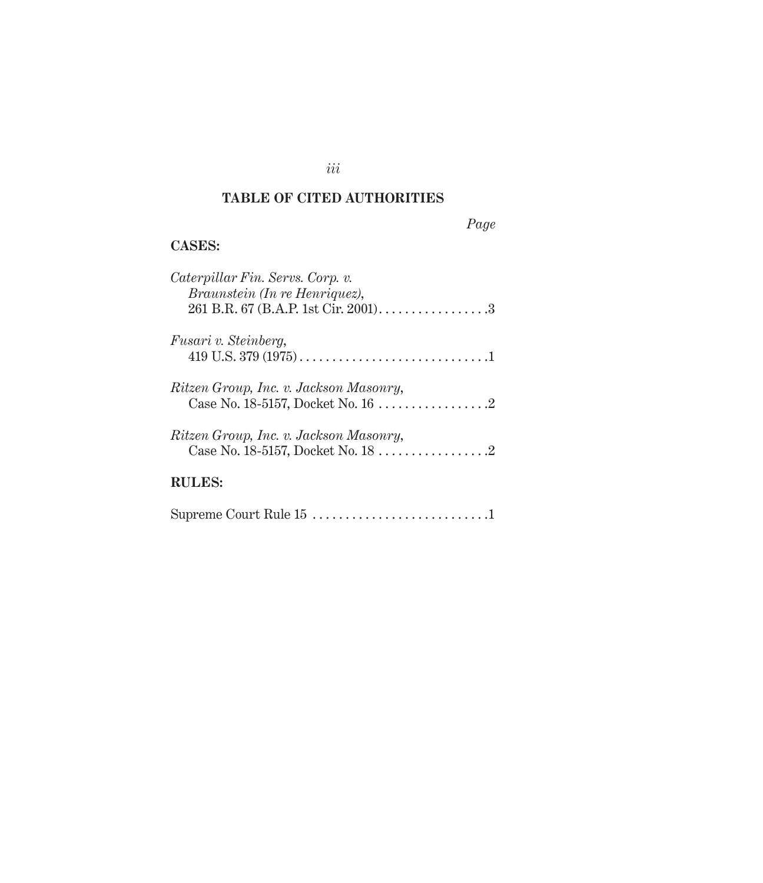## TABLE OF CITED AUTHORITIES

*Page*

**CASES:**

*Caterpillar Fin. Servs. Corp. v. Braunstein (In re Henriquez)*, 261 B.R. 67 (B.A.P. 1st Cir. 2001) . . . . . . . . . . . . . . . . . 3

*Fusari v. Steinberg*, 419 U.S. 379 (1975) . . . . . . . . . . . . . . . . . . . . . . . . . . . . . 1

*Ritzen Group, Inc. v. Jackson Masonry*, Case No. 18-5157, Docket No. 16 . . . . . . . . . . . . . . . . . 2

*Ritzen Group, Inc. v. Jackson Masonry*, Case No. 18-5157, Docket No. 18 . . . . . . . . . . . . . . . . . 2

**RULES:**

Supreme Court Rule 15 . . . . . . . . . . . . . . . . . . . . . . . . . . . 1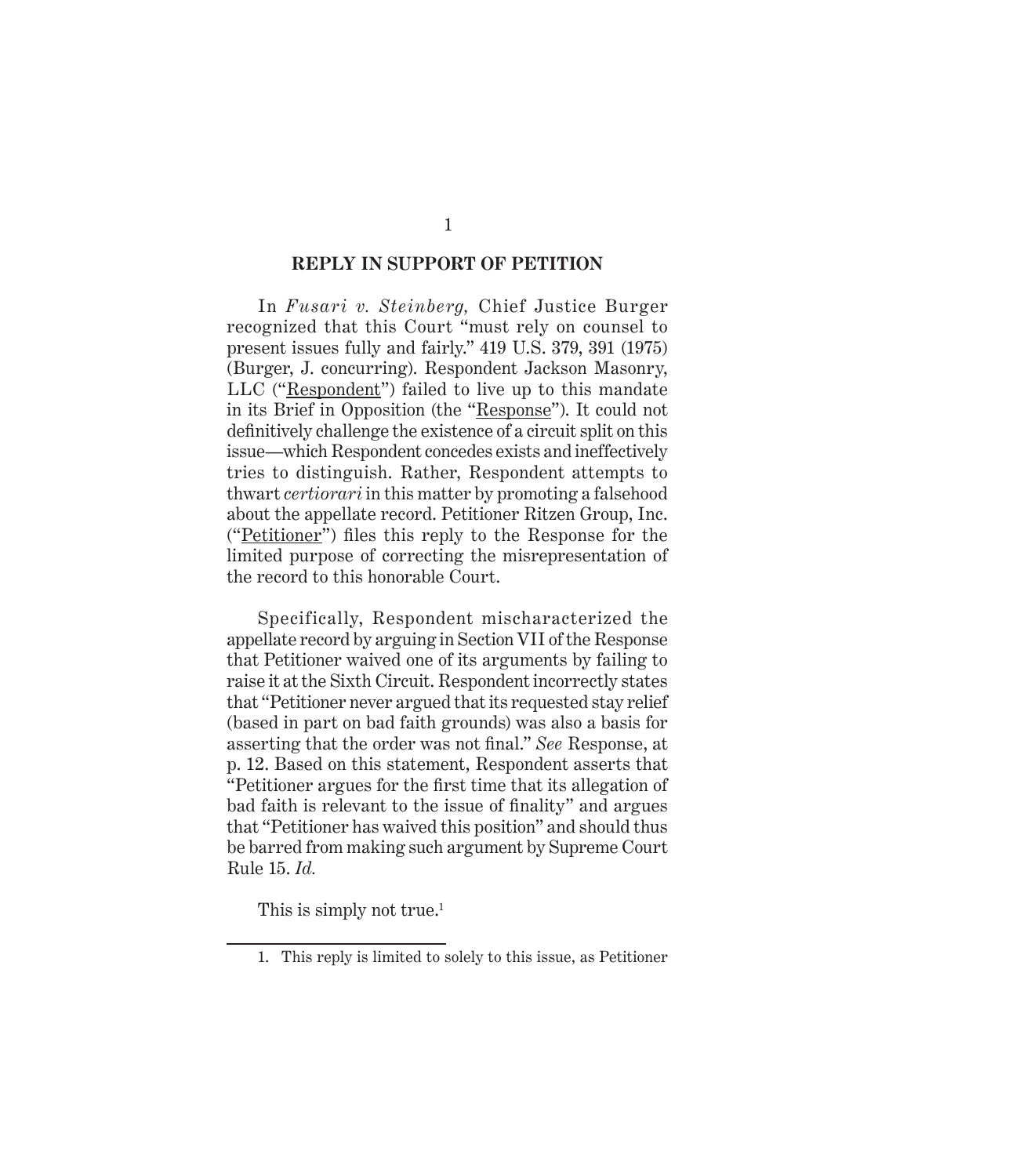## REPLY IN SUPPORT OF PETITION

In *Fusari v. Steinberg,* Chief Justice Burger recognized that this Court "must rely on counsel to present issues fully and fairly." 419 U.S. 379, 391 (1975) (Burger, J. concurring). Respondent Jackson Masonry, LLC ("Respondent") failed to live up to this mandate in its Brief in Opposition (the "Response"). It could not definitively challenge the existence of a circuit split on this issue—which Respondent concedes exists and ineffectively tries to distinguish. Rather, Respondent attempts to thwart *certiorari* in this matter by promoting a falsehood about the appellate record. Petitioner Ritzen Group, Inc. ("Petitioner") files this reply to the Response for the limited purpose of correcting the misrepresentation of the record to this honorable Court.

Specifically, Respondent mischaracterized the appellate record by arguing in Section VII of the Response that Petitioner waived one of its arguments by failing to raise it at the Sixth Circuit. Respondent incorrectly states that "Petitioner never argued that its requested stay relief (based in part on bad faith grounds) was also a basis for asserting that the order was not final." *See* Response, at p. 12. Based on this statement, Respondent asserts that "Petitioner argues for the first time that its allegation of bad faith is relevant to the issue of finality" and argues that "Petitioner has waived this position" and should thus be barred from making such argument by Supreme Court Rule 15. *Id.*

This is simply not true.[1]

1. This reply is limited to solely to this issue, as Petitioner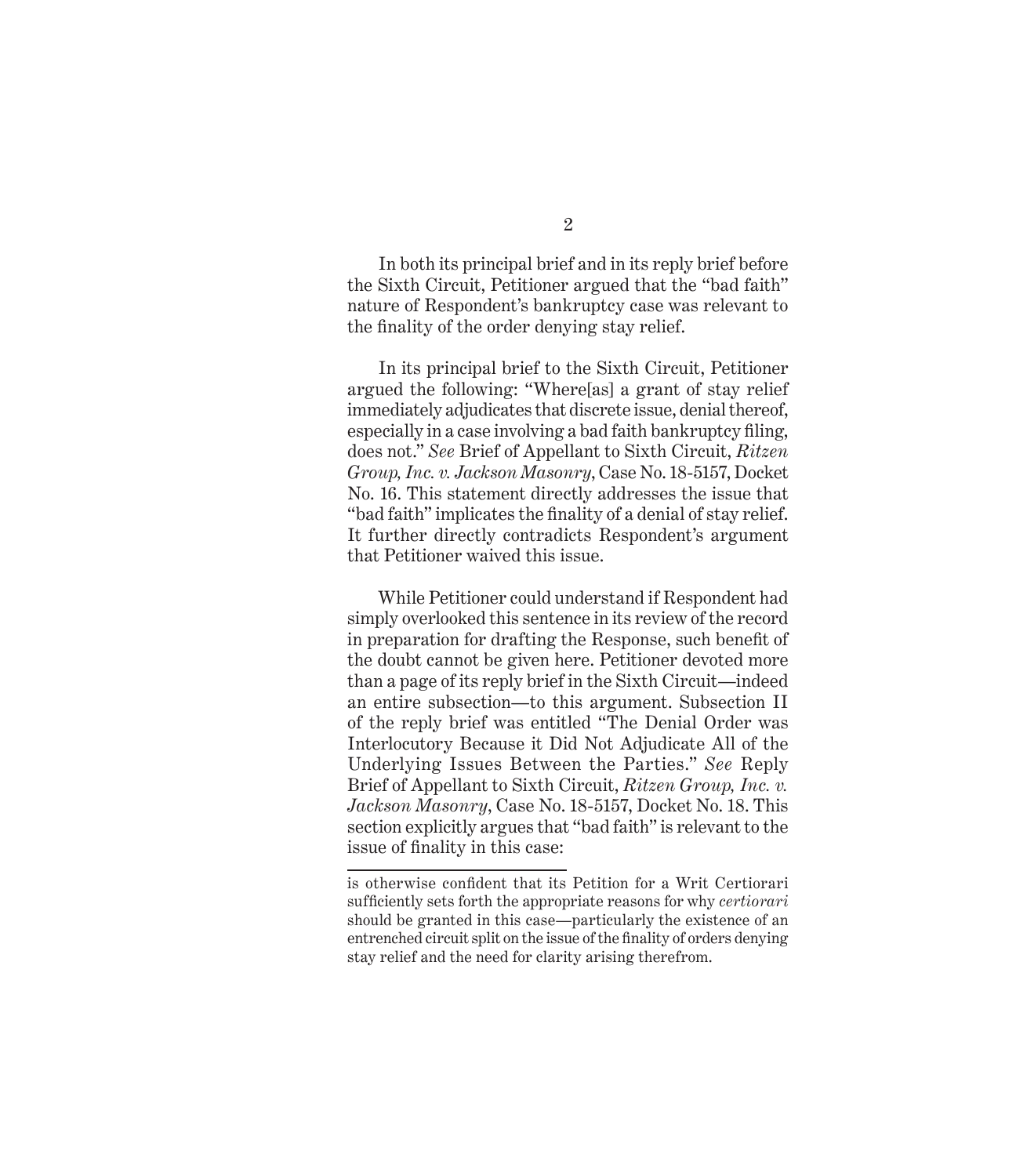In both its principal brief and in its reply brief before the Sixth Circuit, Petitioner argued that the "bad faith" nature of Respondent's bankruptcy case was relevant to the finality of the order denying stay relief.

In its principal brief to the Sixth Circuit, Petitioner argued the following: "Where[as] a grant of stay relief immediately adjudicates that discrete issue, denial thereof, especially in a case involving a bad faith bankruptcy filing, does not." *See* Brief of Appellant to Sixth Circuit, *Ritzen Group, Inc. v. Jackson Masonry*, Case No. 18-5157, Docket No. 16. This statement directly addresses the issue that "bad faith" implicates the finality of a denial of stay relief. It further directly contradicts Respondent's argument that Petitioner waived this issue.

While Petitioner could understand if Respondent had simply overlooked this sentence in its review of the record in preparation for drafting the Response, such benefit of the doubt cannot be given here. Petitioner devoted more than a page of its reply brief in the Sixth Circuit—indeed an entire subsection—to this argument. Subsection II of the reply brief was entitled "The Denial Order was Interlocutory Because it Did Not Adjudicate All of the Underlying Issues Between the Parties." *See* Reply Brief of Appellant to Sixth Circuit, *Ritzen Group, Inc. v. Jackson Masonry*, Case No. 18-5157, Docket No. 18. This section explicitly argues that "bad faith" is relevant to the issue of finality in this case:

---

is otherwise confident that its Petition for a Writ Certiorari sufficiently sets forth the appropriate reasons for why *certiorari* should be granted in this case—particularly the existence of an entrenched circuit split on the issue of the finality of orders denying stay relief and the need for clarity arising therefrom.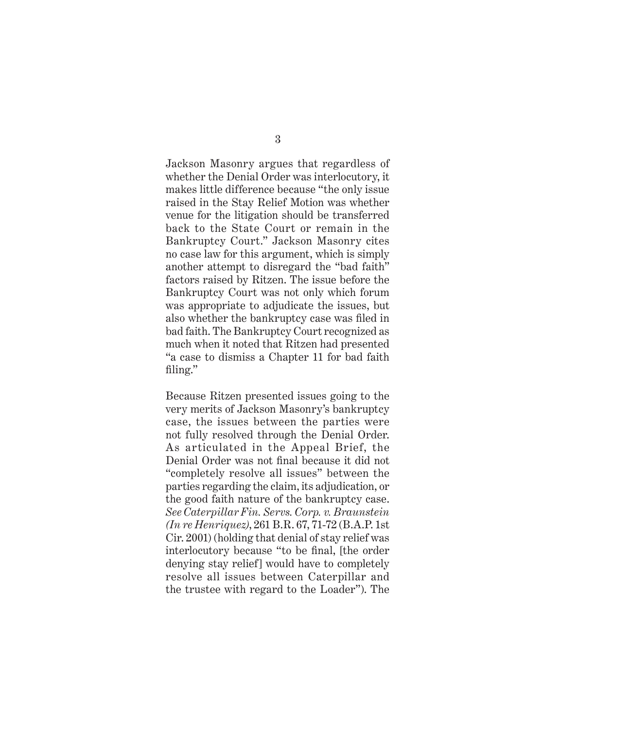Jackson Masonry argues that regardless of whether the Denial Order was interlocutory, it makes little difference because "the only issue raised in the Stay Relief Motion was whether venue for the litigation should be transferred back to the State Court or remain in the Bankruptcy Court." Jackson Masonry cites no case law for this argument, which is simply another attempt to disregard the "bad faith" factors raised by Ritzen. The issue before the Bankruptcy Court was not only which forum was appropriate to adjudicate the issues, but also whether the bankruptcy case was filed in bad faith. The Bankruptcy Court recognized as much when it noted that Ritzen had presented "a case to dismiss a Chapter 11 for bad faith filing."

Because Ritzen presented issues going to the very merits of Jackson Masonry's bankruptcy case, the issues between the parties were not fully resolved through the Denial Order. As articulated in the Appeal Brief, the Denial Order was not final because it did not "completely resolve all issues" between the parties regarding the claim, its adjudication, or the good faith nature of the bankruptcy case. *See Caterpillar Fin. Servs. Corp. v. Braunstein (In re Henriquez)*, 261 B.R. 67, 71-72 (B.A.P. 1st Cir. 2001) (holding that denial of stay relief was interlocutory because "to be final, [the order denying stay relief] would have to completely resolve all issues between Caterpillar and the trustee with regard to the Loader"). The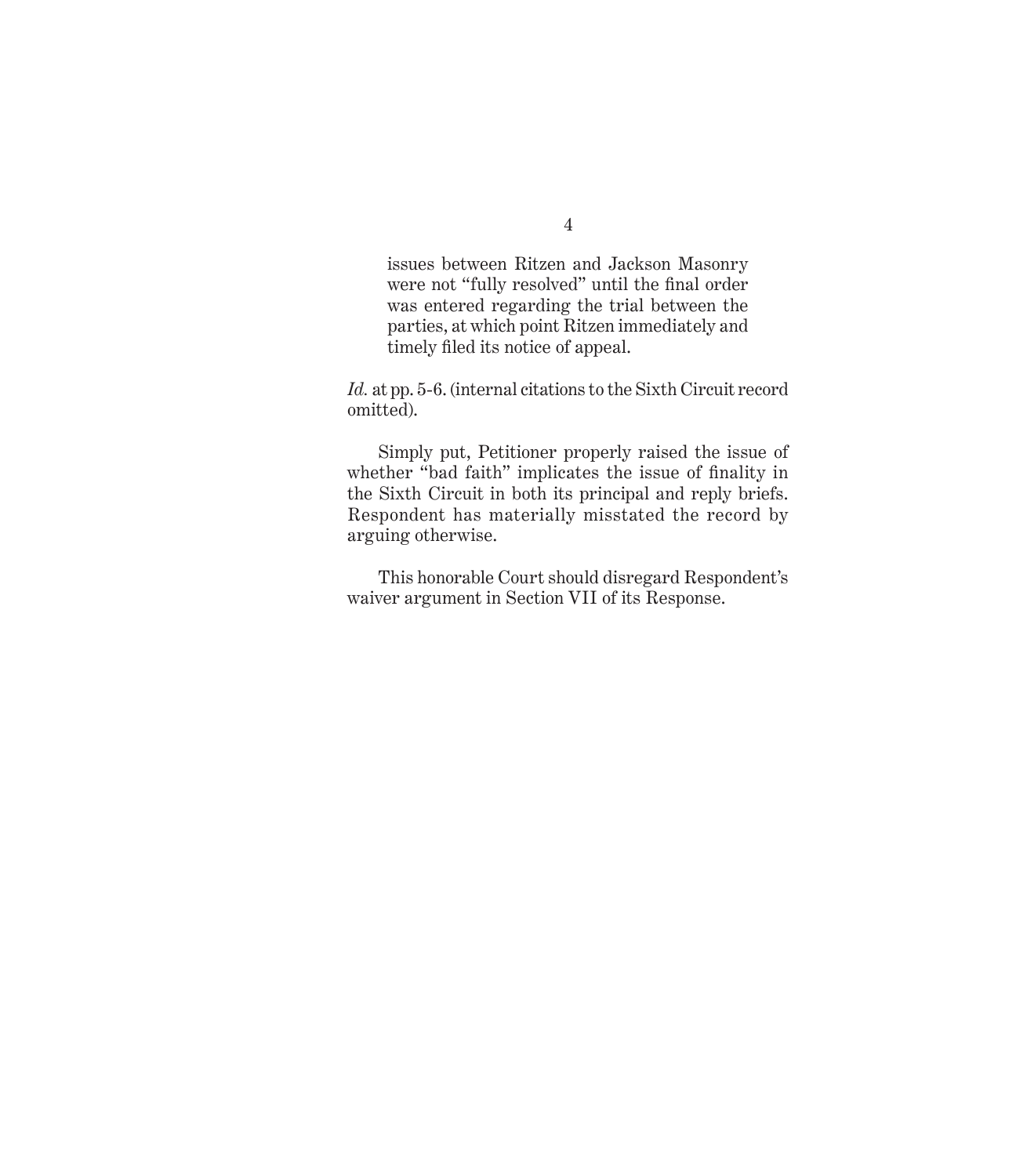> issues between Ritzen and Jackson Masonry were not "fully resolved" until the final order was entered regarding the trial between the parties, at which point Ritzen immediately and timely filed its notice of appeal.

*Id.* at pp. 5-6. (internal citations to the Sixth Circuit record omitted).

Simply put, Petitioner properly raised the issue of whether "bad faith" implicates the issue of finality in the Sixth Circuit in both its principal and reply briefs. Respondent has materially misstated the record by arguing otherwise.

This honorable Court should disregard Respondent's waiver argument in Section VII of its Response.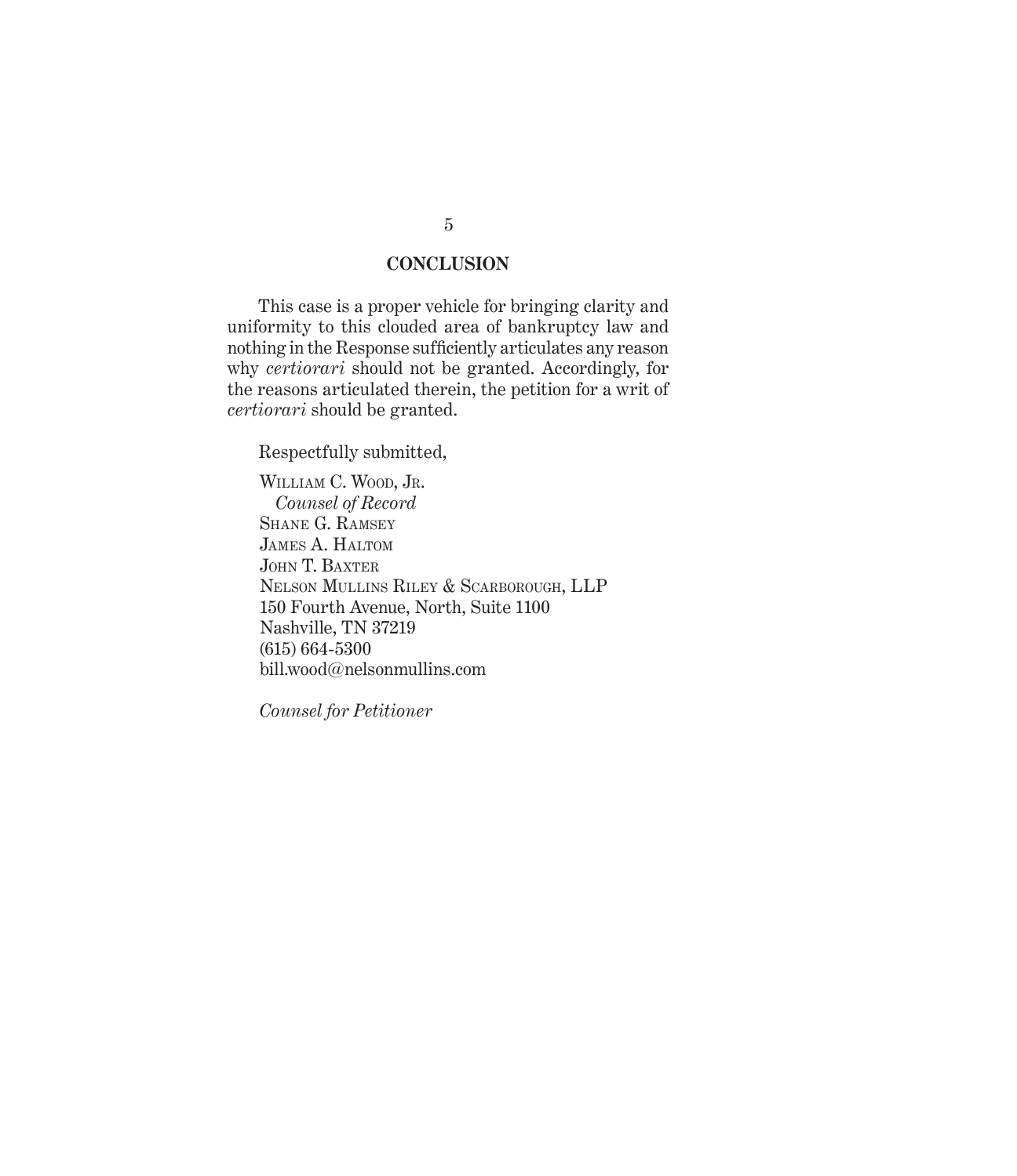## CONCLUSION

This case is a proper vehicle for bringing clarity and uniformity to this clouded area of bankruptcy law and nothing in the Response sufficiently articulates any reason why *certiorari* should not be granted. Accordingly, for the reasons articulated therein, the petition for a writ of *certiorari* should be granted.

Respectfully submitted,

William C. Wood, Jr.  
*Counsel of Record*  
Shane G. Ramsey  
James A. Haltom  
John T. Baxter  
Nelson Mullins Riley & Scarborough, LLP  
150 Fourth Avenue, North, Suite 1100  
Nashville, TN 37219  
(615) 664-5300  
bill.wood@nelsonmullins.com

*Counsel for Petitioner*